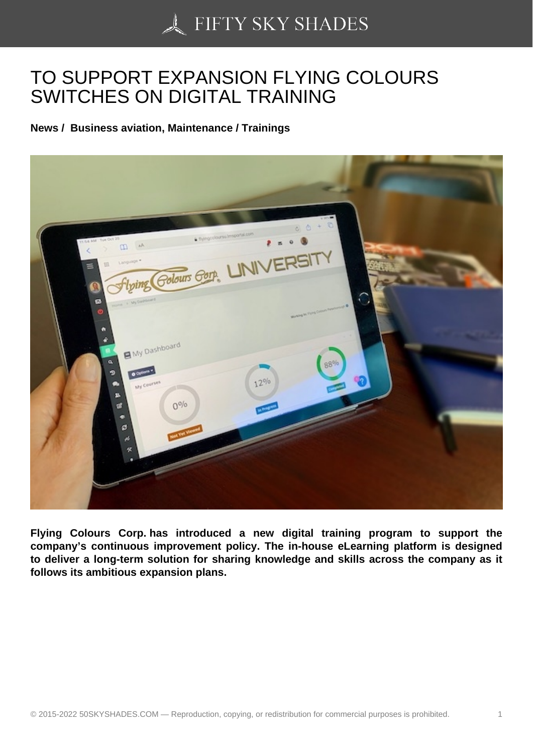# TO SUPPORT EXPANSION FLYING COLOURS SWITCHES ON DIGITAL TRAINING

**News / Business aviation, Maintenance / Trainings**

**Flying Colours Corp. has introduced a new digital training program to support the company's continuous improvement policy. The in-house eLearning platform is designed to deliver a long-term solution for sharing knowledge and skills across the company as it follows its ambitious expansion plans.**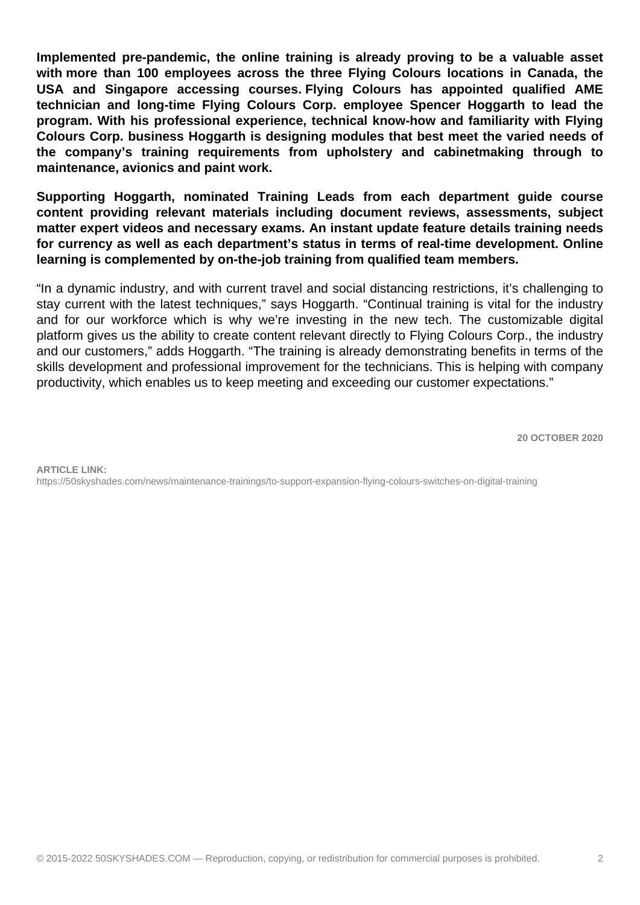**Implemented pre-pandemic, the online training is already proving to be a valuable asset with more than 100 employees across the three Flying Colours locations in Canada, the USA and Singapore accessing courses. Flying Colours has appointed qualified AME technician and long-time Flying Colours Corp. employee Spencer Hoggarth to lead the program. With his professional experience, technical know-how and familiarity with Flying Colours Corp. business Hoggarth is designing modules that best meet the varied needs of the company's training requirements from upholstery and cabinetmaking through to maintenance, avionics and paint work.**

**Supporting Hoggarth, nominated Training Leads from each department guide course content providing relevant materials including document reviews, assessments, subject matter expert videos and necessary exams. An instant update feature details training needs for currency as well as each department's status in terms of real-time development. Online learning is complemented by on-the-job training from qualified team members.**

"In a dynamic industry, and with current travel and social distancing restrictions, it's challenging to stay current with the latest techniques," says Hoggarth. "Continual training is vital for the industry and for our workforce which is why we're investing in the new tech. The customizable digital platform gives us the ability to create content relevant directly to Flying Colours Corp., the industry and our customers," adds Hoggarth. "The training is already demonstrating benefits in terms of the skills development and professional improvement for the technicians. This is helping with company productivity, which enables us to keep meeting and exceeding our customer expectations."

**20 OCTOBER 2020**

**ARTICLE LINK:**
https://50skyshades.com/news/maintenance-trainings/to-support-expansion-flying-colours-switches-on-digital-training

© 2015-2022 50SKYSHADES.COM — Reproduction, copying, or redistribution for commercial purposes is prohibited.